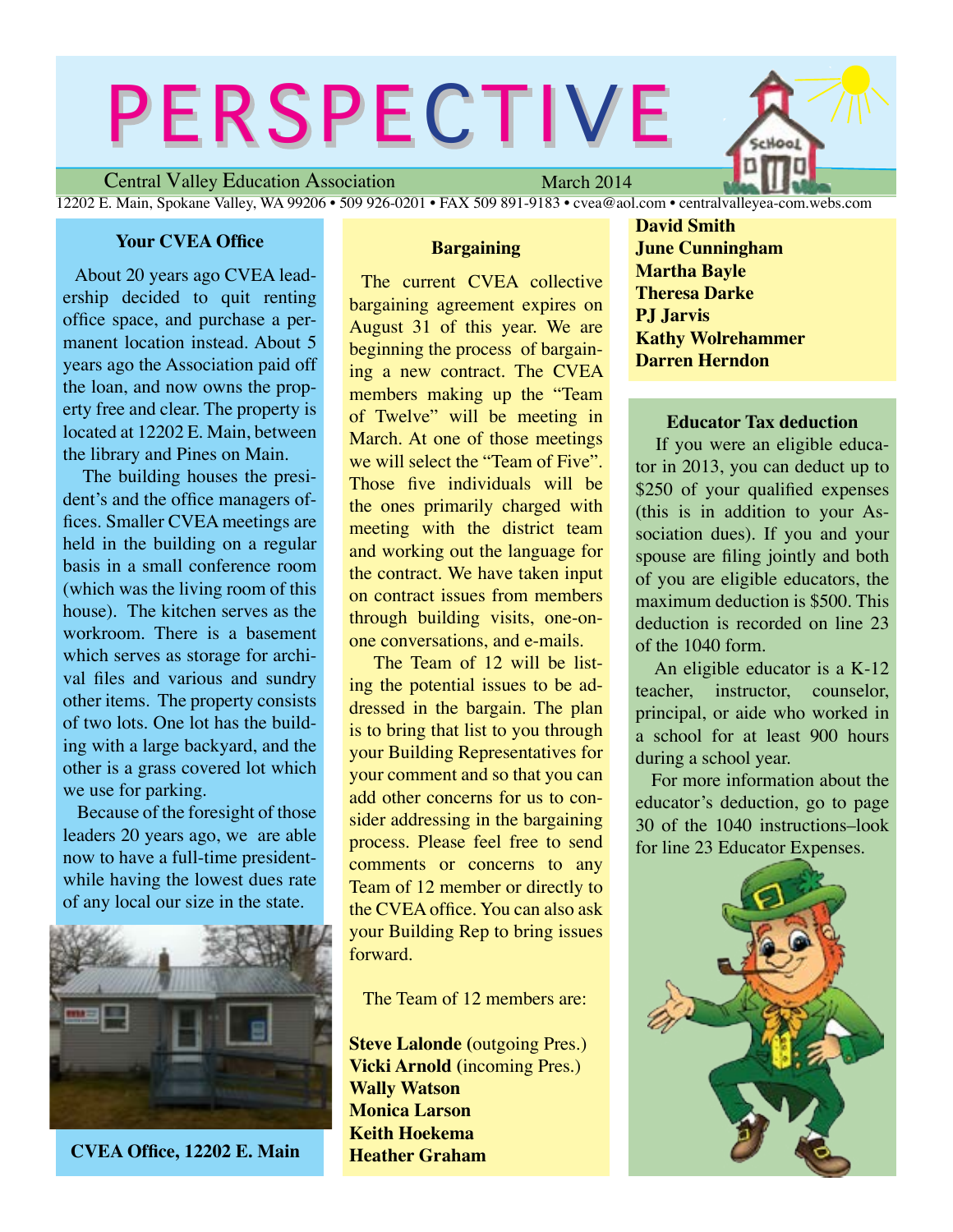# PERSPECTIVE

Central Valley Education Association — March 2014

12202 E. Main, Spokane Valley, WA 99206 • 509 926-0201 • FAX 509 891-9183 • cvea@aol.com • centralvalleyea-com.webs.com

## Your CVEA Office

About 20 years ago CVEA leadership decided to quit renting office space, and purchase a permanent location instead. About 5 years ago the Association paid off the loan, and now owns the property free and clear. The property is located at 12202 E. Main, between the library and Pines on Main.

The building houses the president's and the office managers offices. Smaller CVEA meetings are held in the building on a regular basis in a small conference room (which was the living room of this house). The kitchen serves as the workroom. There is a basement which serves as storage for archival files and various and sundry other items. The property consists of two lots. One lot has the building with a large backyard, and the other is a grass covered lot which we use for parking.

Because of the foresight of those leaders 20 years ago, we are able now to have a full-time president-while having the lowest dues rate of any local our size in the state.

**CVEA Office, 12202 E. Main**

## Bargaining

The current CVEA collective bargaining agreement expires on August 31 of this year. We are beginning the process of bargaining a new contract. The CVEA members making up the "Team of Twelve" will be meeting in March. At one of those meetings we will select the "Team of Five". Those five individuals will be the ones primarily charged with meeting with the district team and working out the language for the contract. We have taken input on contract issues from members through building visits, one-on-one conversations, and e-mails.

The Team of 12 will be listing the potential issues to be addressed in the bargain. The plan is to bring that list to you through your Building Representatives for your comment and so that you can add other concerns for us to consider addressing in the bargaining process. Please feel free to send comments or concerns to any Team of 12 member or directly to the CVEA office. You can also ask your Building Rep to bring issues forward.

The Team of 12 members are:

**Steve Lalonde** (outgoing Pres.)
**Vicki Arnold** (incoming Pres.)
**Wally Watson**
**Monica Larson**
**Keith Hoekema**
**Heather Graham**
**David Smith**
**June Cunningham**
**Martha Bayle**
**Theresa Darke**
**PJ Jarvis**
**Kathy Wolrehammer**
**Darren Herndon**

## Educator Tax deduction

If you were an eligible educator in 2013, you can deduct up to $250 of your qualified expenses (this is in addition to your Association dues). If you and your spouse are filing jointly and both of you are eligible educators, the maximum deduction is $500. This deduction is recorded on line 23 of the 1040 form.

An eligible educator is a K-12 teacher, instructor, counselor, principal, or aide who worked in a school for at least 900 hours during a school year.

For more information about the educator's deduction, go to page 30 of the 1040 instructions–look for line 23 Educator Expenses.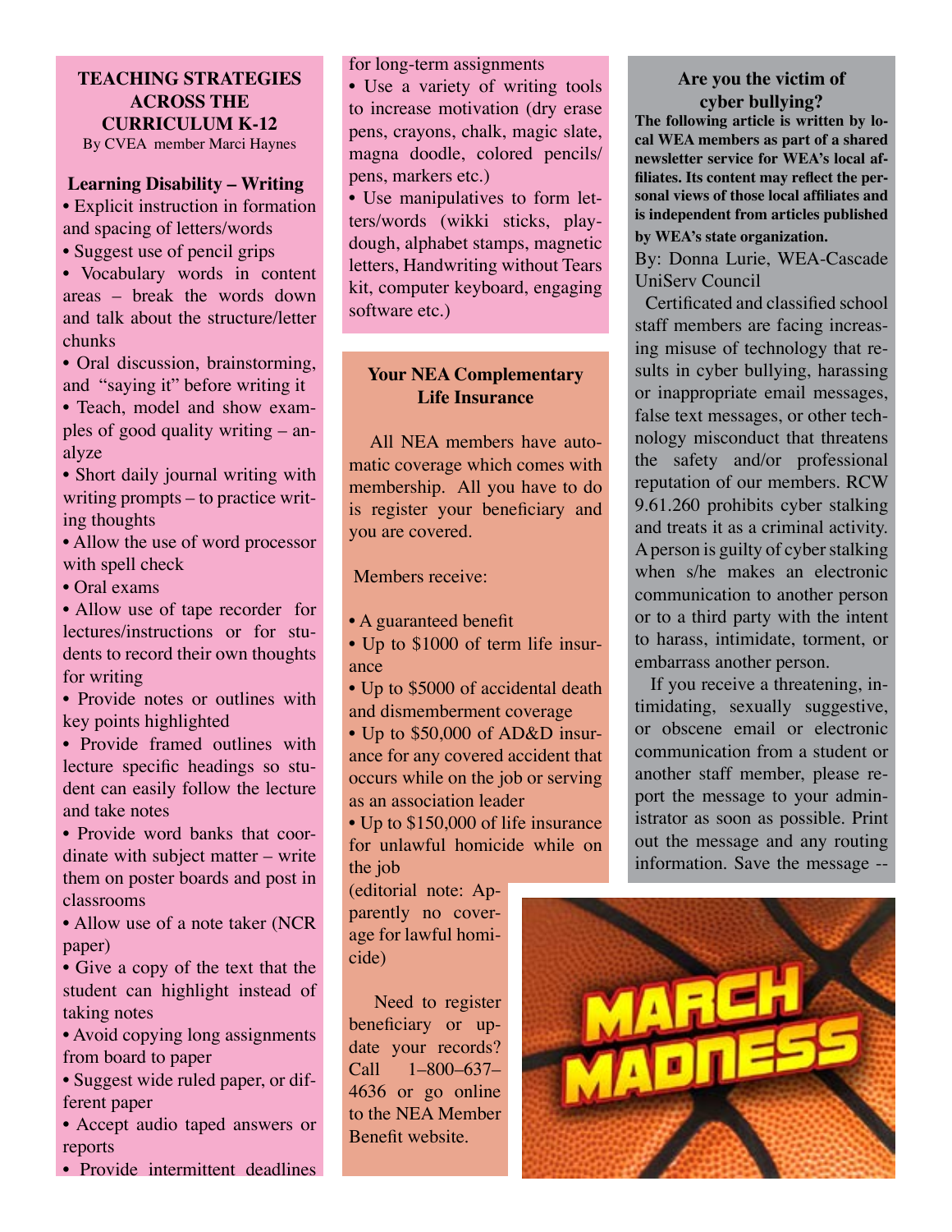## TEACHING STRATEGIES ACROSS THE CURRICULUM K-12

By CVEA member Marci Haynes

### Learning Disability – Writing

- Explicit instruction in formation and spacing of letters/words
- Suggest use of pencil grips
- Vocabulary words in content areas – break the words down and talk about the structure/letter chunks
- Oral discussion, brainstorming, and "saying it" before writing it
- Teach, model and show examples of good quality writing – analyze
- Short daily journal writing with writing prompts – to practice writing thoughts
- Allow the use of word processor with spell check
- Oral exams
- Allow use of tape recorder for lectures/instructions or for students to record their own thoughts for writing
- Provide notes or outlines with key points highlighted
- Provide framed outlines with lecture specific headings so student can easily follow the lecture and take notes
- Provide word banks that coordinate with subject matter – write them on poster boards and post in classrooms
- Allow use of a note taker (NCR paper)
- Give a copy of the text that the student can highlight instead of taking notes
- Avoid copying long assignments from board to paper
- Suggest wide ruled paper, or different paper
- Accept audio taped answers or reports
- Provide intermittent deadlines for long-term assignments
- Use a variety of writing tools to increase motivation (dry erase pens, crayons, chalk, magic slate, magna doodle, colored pencils/ pens, markers etc.)
- Use manipulatives to form letters/words (wikki sticks, playdough, alphabet stamps, magnetic letters, Handwriting without Tears kit, computer keyboard, engaging software etc.)

## Your NEA Complementary Life Insurance

All NEA members have automatic coverage which comes with membership. All you have to do is register your beneficiary and you are covered.

Members receive:

- A guaranteed benefit
- Up to $1000 of term life insurance
- Up to $5000 of accidental death and dismemberment coverage
- Up to $50,000 of AD&D insurance for any covered accident that occurs while on the job or serving as an association leader
- Up to $150,000 of life insurance for unlawful homicide while on the job

(editorial note: Apparently no coverage for lawful homicide)

Need to register beneficiary or update your records? Call 1–800–637–4636 or go online to the NEA Member Benefit website.

## Are you the victim of cyber bullying?

**The following article is written by local WEA members as part of a shared newsletter service for WEA's local affiliates. Its content may reflect the personal views of those local affiliates and is independent from articles published by WEA's state organization.**

By: Donna Lurie, WEA-Cascade UniServ Council

Certificated and classified school staff members are facing increasing misuse of technology that results in cyber bullying, harassing or inappropriate email messages, false text messages, or other technology misconduct that threatens the safety and/or professional reputation of our members. RCW 9.61.260 prohibits cyber stalking and treats it as a criminal activity. A person is guilty of cyber stalking when s/he makes an electronic communication to another person or to a third party with the intent to harass, intimidate, torment, or embarrass another person.

If you receive a threatening, intimidating, sexually suggestive, or obscene email or electronic communication from a student or another staff member, please report the message to your administrator as soon as possible. Print out the message and any routing information. Save the message --

MARCH MADNESS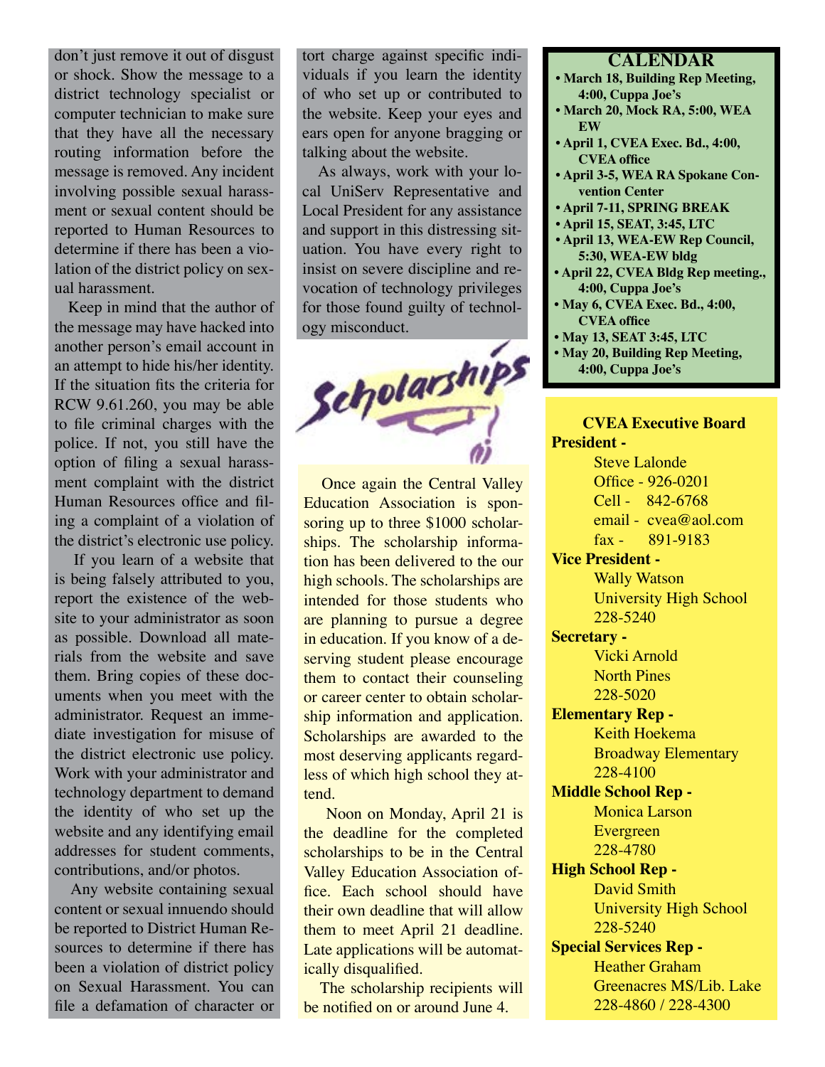don't just remove it out of disgust or shock. Show the message to a district technology specialist or computer technician to make sure that they have all the necessary routing information before the message is removed. Any incident involving possible sexual harassment or sexual content should be reported to Human Resources to determine if there has been a violation of the district policy on sexual harassment.

Keep in mind that the author of the message may have hacked into another person's email account in an attempt to hide his/her identity. If the situation fits the criteria for RCW 9.61.260, you may be able to file criminal charges with the police. If not, you still have the option of filing a sexual harassment complaint with the district Human Resources office and filing a complaint of a violation of the district's electronic use policy.

If you learn of a website that is being falsely attributed to you, report the existence of the website to your administrator as soon as possible. Download all materials from the website and save them. Bring copies of these documents when you meet with the administrator. Request an immediate investigation for misuse of the district electronic use policy. Work with your administrator and technology department to demand the identity of who set up the website and any identifying email addresses for student comments, contributions, and/or photos.

Any website containing sexual content or sexual innuendo should be reported to District Human Resources to determine if there has been a violation of district policy on Sexual Harassment. You can file a defamation of character or tort charge against specific individuals if you learn the identity of who set up or contributed to the website. Keep your eyes and ears open for anyone bragging or talking about the website.

As always, work with your local UniServ Representative and Local President for any assistance and support in this distressing situation. You have every right to insist on severe discipline and revocation of technology privileges for those found guilty of technology misconduct.

## Scholarships

Once again the Central Valley Education Association is sponsoring up to three $1000 scholarships. The scholarship information has been delivered to the our high schools. The scholarships are intended for those students who are planning to pursue a degree in education. If you know of a deserving student please encourage them to contact their counseling or career center to obtain scholarship information and application. Scholarships are awarded to the most deserving applicants regardless of which high school they attend.

Noon on Monday, April 21 is the deadline for the completed scholarships to be in the Central Valley Education Association office. Each school should have their own deadline that will allow them to meet April 21 deadline. Late applications will be automatically disqualified.

The scholarship recipients will be notified on or around June 4.

## CALENDAR

- **March 18, Building Rep Meeting, 4:00, Cuppa Joe's**
- **March 20, Mock RA, 5:00, WEA EW**
- **April 1, CVEA Exec. Bd., 4:00, CVEA office**
- **April 3-5, WEA RA Spokane Convention Center**
- **April 7-11, SPRING BREAK**
- **April 15, SEAT, 3:45, LTC**
- **April 13, WEA-EW Rep Council, 5:30, WEA-EW bldg**
- **April 22, CVEA Bldg Rep meeting., 4:00, Cuppa Joe's**
- **May 6, CVEA Exec. Bd., 4:00, CVEA office**
- **May 13, SEAT 3:45, LTC**
- **May 20, Building Rep Meeting, 4:00, Cuppa Joe's**

## CVEA Executive Board

**President -**
Steve Lalonde
Office - 926-0201
Cell - 842-6768
email - cvea@aol.com
fax - 891-9183

**Vice President -**
Wally Watson
University High School
228-5240

**Secretary -**
Vicki Arnold
North Pines
228-5020

**Elementary Rep -**
Keith Hoekema
Broadway Elementary
228-4100

**Middle School Rep -**
Monica Larson
Evergreen
228-4780

**High School Rep -**
David Smith
University High School
228-5240

**Special Services Rep -**
Heather Graham
Greenacres MS/Lib. Lake
228-4860 / 228-4300